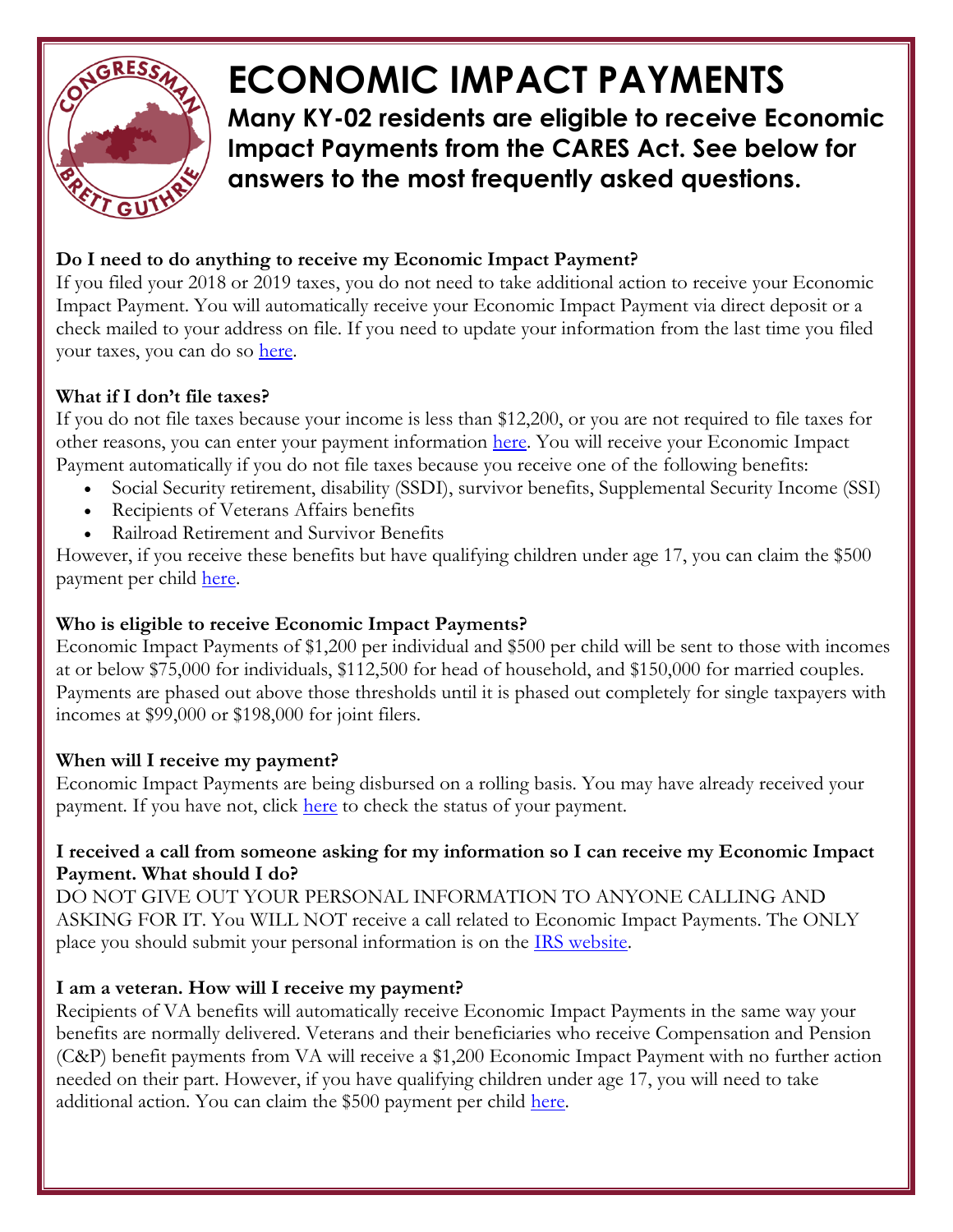# ECONOMIC IMPACT PAYMENTS

**Many KY-02 residents are eligible to receive Economic Impact Payments from the CARES Act. See below for answers to the most frequently asked questions.**

**Do I need to do anything to receive my Economic Impact Payment?**

If you filed your 2018 or 2019 taxes, you do not need to take additional action to receive your Economic Impact Payment. You will automatically receive your Economic Impact Payment via direct deposit or a check mailed to your address on file. If you need to update your information from the last time you filed your taxes, you can do so here.

**What if I don't file taxes?**

If you do not file taxes because your income is less than $12,200, or you are not required to file taxes for other reasons, you can enter your payment information here. You will receive your Economic Impact Payment automatically if you do not file taxes because you receive one of the following benefits:

- Social Security retirement, disability (SSDI), survivor benefits, Supplemental Security Income (SSI)
- Recipients of Veterans Affairs benefits
- Railroad Retirement and Survivor Benefits

However, if you receive these benefits but have qualifying children under age 17, you can claim the $500 payment per child here.

**Who is eligible to receive Economic Impact Payments?**

Economic Impact Payments of $1,200 per individual and $500 per child will be sent to those with incomes at or below $75,000 for individuals, $112,500 for head of household, and $150,000 for married couples. Payments are phased out above those thresholds until it is phased out completely for single taxpayers with incomes at $99,000 or $198,000 for joint filers.

**When will I receive my payment?**

Economic Impact Payments are being disbursed on a rolling basis. You may have already received your payment. If you have not, click here to check the status of your payment.

**I received a call from someone asking for my information so I can receive my Economic Impact Payment. What should I do?**

DO NOT GIVE OUT YOUR PERSONAL INFORMATION TO ANYONE CALLING AND ASKING FOR IT. You WILL NOT receive a call related to Economic Impact Payments. The ONLY place you should submit your personal information is on the IRS website.

**I am a veteran. How will I receive my payment?**

Recipients of VA benefits will automatically receive Economic Impact Payments in the same way your benefits are normally delivered. Veterans and their beneficiaries who receive Compensation and Pension (C&P) benefit payments from VA will receive a $1,200 Economic Impact Payment with no further action needed on their part. However, if you have qualifying children under age 17, you will need to take additional action. You can claim the $500 payment per child here.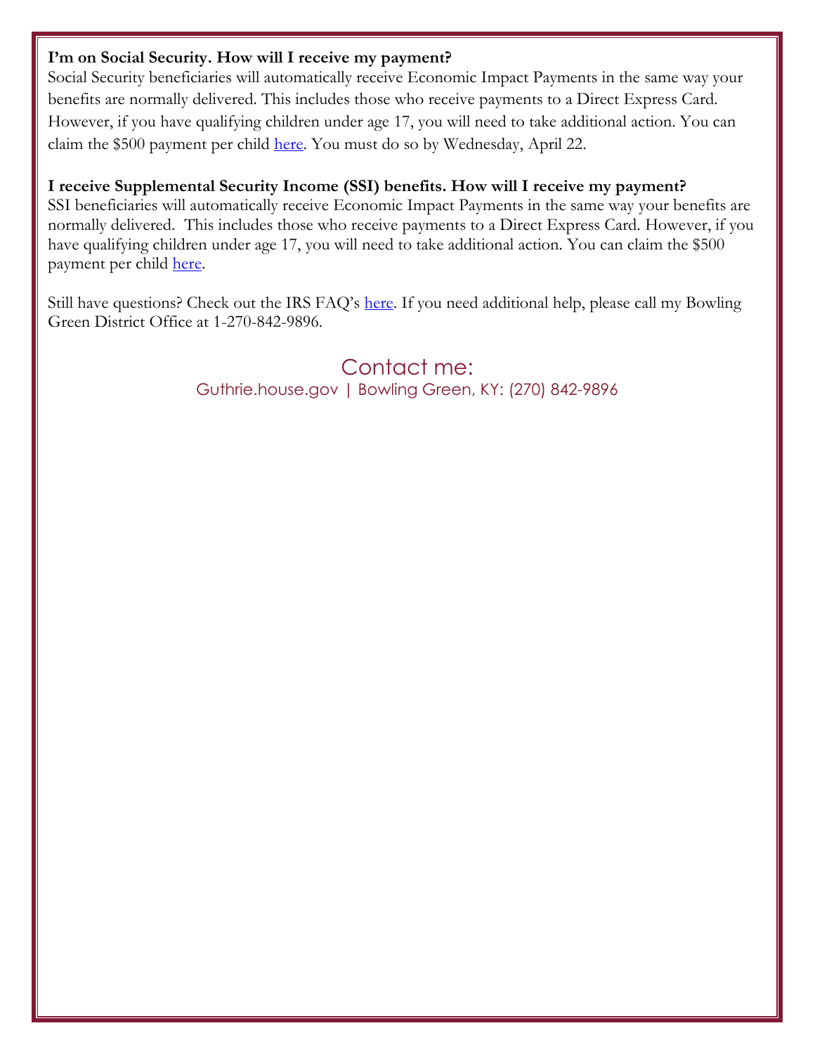**I'm on Social Security. How will I receive my payment?**

Social Security beneficiaries will automatically receive Economic Impact Payments in the same way your benefits are normally delivered. This includes those who receive payments to a Direct Express Card. However, if you have qualifying children under age 17, you will need to take additional action. You can claim the $500 payment per child here. You must do so by Wednesday, April 22.

**I receive Supplemental Security Income (SSI) benefits. How will I receive my payment?**

SSI beneficiaries will automatically receive Economic Impact Payments in the same way your benefits are normally delivered. This includes those who receive payments to a Direct Express Card. However, if you have qualifying children under age 17, you will need to take additional action. You can claim the $500 payment per child here.

Still have questions? Check out the IRS FAQ's here. If you need additional help, please call my Bowling Green District Office at 1-270-842-9896.

## Contact me:

Guthrie.house.gov | Bowling Green, KY: (270) 842-9896